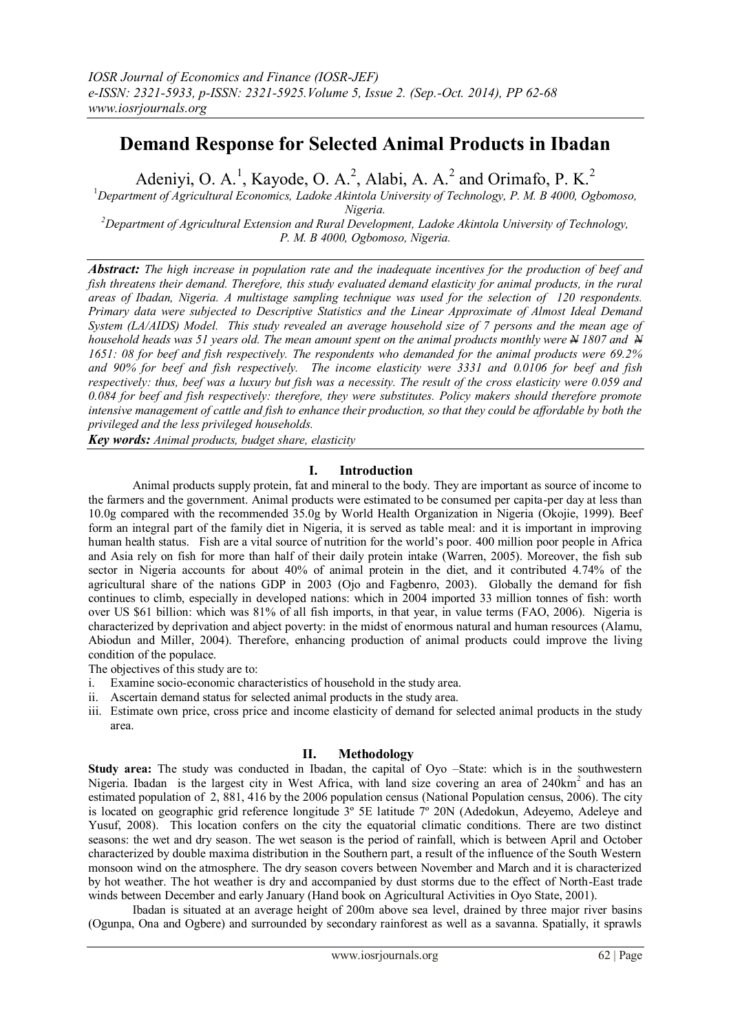# Demand Response for Selected Animal Products in Ibadan

Adeniyi, O. A.[1], Kayode, O. A.[2], Alabi, A. A.[2] and Orimafo, P. K.[2]

[1]*Department of Agricultural Economics, Ladoke Akintola University of Technology, P. M. B 4000, Ogbomoso, Nigeria.*

[2]*Department of Agricultural Extension and Rural Development, Ladoke Akintola University of Technology, P. M. B 4000, Ogbomoso, Nigeria.*

***Abstract:*** *The high increase in population rate and the inadequate incentives for the production of beef and fish threatens their demand. Therefore, this study evaluated demand elasticity for animal products, in the rural areas of Ibadan, Nigeria. A multistage sampling technique was used for the selection of 120 respondents. Primary data were subjected to Descriptive Statistics and the Linear Approximate of Almost Ideal Demand System (LA/AIDS) Model. This study revealed an average household size of 7 persons and the mean age of household heads was 51 years old. The mean amount spent on the animal products monthly were ₦ 1807 and ₦ 1651: 08 for beef and fish respectively. The respondents who demanded for the animal products were 69.2% and 90% for beef and fish respectively. The income elasticity were 3331 and 0.0106 for beef and fish respectively: thus, beef was a luxury but fish was a necessity. The result of the cross elasticity were 0.059 and 0.084 for beef and fish respectively: therefore, they were substitutes. Policy makers should therefore promote intensive management of cattle and fish to enhance their production, so that they could be affordable by both the privileged and the less privileged households.*

***Key words:*** *Animal products, budget share, elasticity*

## I. Introduction

Animal products supply protein, fat and mineral to the body. They are important as source of income to the farmers and the government. Animal products were estimated to be consumed per capita-per day at less than 10.0g compared with the recommended 35.0g by World Health Organization in Nigeria (Okojie, 1999). Beef form an integral part of the family diet in Nigeria, it is served as table meal: and it is important in improving human health status. Fish are a vital source of nutrition for the world's poor. 400 million poor people in Africa and Asia rely on fish for more than half of their daily protein intake (Warren, 2005). Moreover, the fish sub sector in Nigeria accounts for about 40% of animal protein in the diet, and it contributed 4.74% of the agricultural share of the nations GDP in 2003 (Ojo and Fagbenro, 2003). Globally the demand for fish continues to climb, especially in developed nations: which in 2004 imported 33 million tonnes of fish: worth over US $61 billion: which was 81% of all fish imports, in that year, in value terms (FAO, 2006). Nigeria is characterized by deprivation and abject poverty: in the midst of enormous natural and human resources (Alamu, Abiodun and Miller, 2004). Therefore, enhancing production of animal products could improve the living condition of the populace.

The objectives of this study are to:

i. Examine socio-economic characteristics of household in the study area.
ii. Ascertain demand status for selected animal products in the study area.
iii. Estimate own price, cross price and income elasticity of demand for selected animal products in the study area.

## II. Methodology

**Study area:** The study was conducted in Ibadan, the capital of Oyo –State: which is in the southwestern Nigeria. Ibadan is the largest city in West Africa, with land size covering an area of 240km$^2$ and has an estimated population of 2, 881, 416 by the 2006 population census (National Population census, 2006). The city is located on geographic grid reference longitude 3º 5E latitude 7º 20N (Adedokun, Adeyemo, Adeleye and Yusuf, 2008). This location confers on the city the equatorial climatic conditions. There are two distinct seasons: the wet and dry season. The wet season is the period of rainfall, which is between April and October characterized by double maxima distribution in the Southern part, a result of the influence of the South Western monsoon wind on the atmosphere. The dry season covers between November and March and it is characterized by hot weather. The hot weather is dry and accompanied by dust storms due to the effect of North-East trade winds between December and early January (Hand book on Agricultural Activities in Oyo State, 2001).

Ibadan is situated at an average height of 200m above sea level, drained by three major river basins (Ogunpa, Ona and Ogbere) and surrounded by secondary rainforest as well as a savanna. Spatially, it sprawls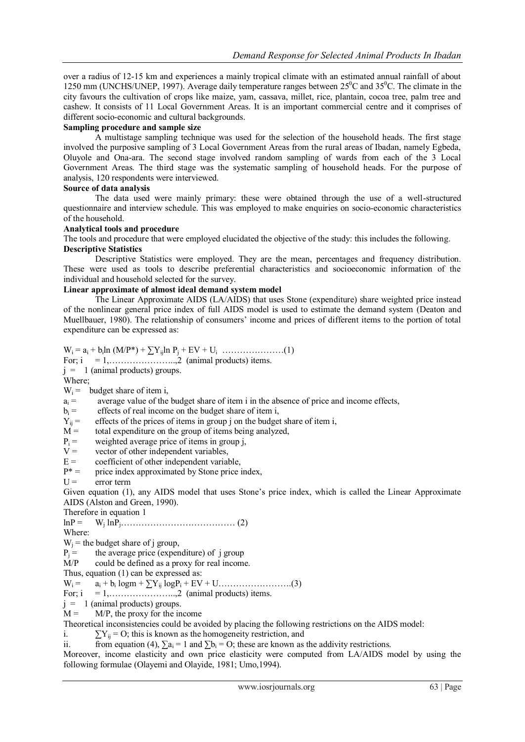over a radius of 12-15 km and experiences a mainly tropical climate with an estimated annual rainfall of about 1250 mm (UNCHS/UNEP, 1997). Average daily temperature ranges between $25^0$C and $35^0$C. The climate in the city favours the cultivation of crops like maize, yam, cassava, millet, rice, plantain, cocoa tree, palm tree and cashew. It consists of 11 Local Government Areas. It is an important commercial centre and it comprises of different socio-economic and cultural backgrounds.

**Sampling procedure and sample size**

A multistage sampling technique was used for the selection of the household heads. The first stage involved the purposive sampling of 3 Local Government Areas from the rural areas of Ibadan, namely Egbeda, Oluyole and Ona-ara. The second stage involved random sampling of wards from each of the 3 Local Government Areas. The third stage was the systematic sampling of household heads. For the purpose of analysis, 120 respondents were interviewed.

**Source of data analysis**

The data used were mainly primary: these were obtained through the use of a well-structured questionnaire and interview schedule. This was employed to make enquiries on socio-economic characteristics of the household.

**Analytical tools and procedure**

The tools and procedure that were employed elucidated the objective of the study: this includes the following.

**Descriptive Statistics**

Descriptive Statistics were employed. They are the mean, percentages and frequency distribution. These were used as tools to describe preferential characteristics and socioeconomic information of the individual and household selected for the survey.

**Linear approximate of almost ideal demand system model**

The Linear Approximate AIDS (LA/AIDS) that uses Stone (expenditure) share weighted price instead of the nonlinear general price index of full AIDS model is used to estimate the demand system (Deaton and Muellbauer, 1980). The relationship of consumers' income and prices of different items to the portion of total expenditure can be expressed as:

$$W_i = a_i + b_i \ln (M/P^*) + \sum Y_{ij} \ln P_j + EV + U_i \quad \ldots\ldots\ldots\ldots\ldots\ldots\ldots(1)$$

For; $i = 1,\ldots\ldots\ldots\ldots\ldots\ldots\ldots,2$ (animal products) items.

$j = 1$ (animal products) groups.

Where;

$W_i$ = budget share of item i,

$a_i$ = average value of the budget share of item i in the absence of price and income effects,

$b_i$ = effects of real income on the budget share of item i,

$Y_{ij}$ = effects of the prices of items in group j on the budget share of item i,

$M$ = total expenditure on the group of items being analyzed,

$P_i$ = weighted average price of items in group j,

$V$ = vector of other independent variables,

$E$ = coefficient of other independent variable,

$P^*$ = price index approximated by Stone price index,

$U$ = error term

Given equation (1), any AIDS model that uses Stone's price index, which is called the Linear Approximate AIDS (Alston and Green, 1990).

Therefore in equation 1

$$\ln P = W_j \ln P_j \ldots\ldots\ldots\ldots\ldots\ldots\ldots\ldots\ldots\ldots\ldots\ldots (2)$$

Where:

$W_j$ = the budget share of j group,

$P_j$ = the average price (expenditure) of j group

$M/P$ could be defined as a proxy for real income.

Thus, equation (1) can be expressed as:

$$W_i = a_i + b_i \log m + \sum Y_{ij} \log P_i + EV + U \ldots\ldots\ldots\ldots\ldots\ldots\ldots\ldots(3)$$

For; $i = 1,\ldots\ldots\ldots\ldots\ldots\ldots\ldots,2$ (animal products) items.

$j = 1$ (animal products) groups.

$M$ = $M/P$, the proxy for the income

Theoretical inconsistencies could be avoided by placing the following restrictions on the AIDS model:

i. $\sum Y_{ij} = O$; this is known as the homogeneity restriction, and

ii. from equation (4), $\sum a_i = 1$ and $\sum b_i = O$; these are known as the addivity restrictions.

Moreover, income elasticity and own price elasticity were computed from LA/AIDS model by using the following formulae (Olayemi and Olayide, 1981; Umo,1994).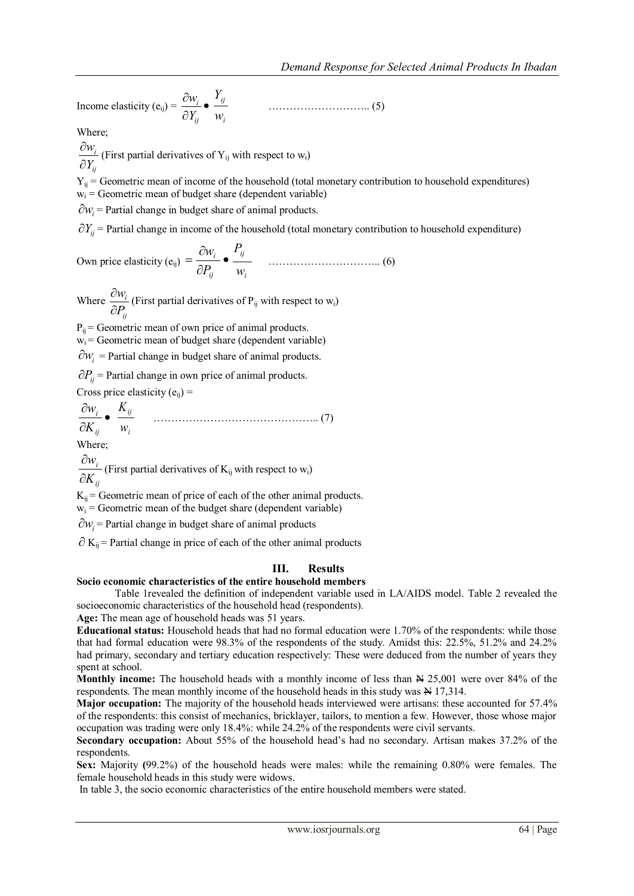Income elasticity ($e_{ij}$) = $\frac{\partial w_i}{\partial Y_{ij}} \bullet \frac{Y_{ij}}{w_i}$ ……………………….. (5)

Where;

$\frac{\partial w_i}{\partial Y_{ij}}$ (First partial derivatives of $Y_{ij}$ with respect to $w_i$)

$Y_{ij}$ = Geometric mean of income of the household (total monetary contribution to household expenditures)

$w_i$ = Geometric mean of budget share (dependent variable)

$\partial w_i$ = Partial change in budget share of animal products.

$\partial Y_{ij}$ = Partial change in income of the household (total monetary contribution to household expenditure)

Own price elasticity ($e_{ij}$) $= \frac{\partial w_i}{\partial P_{ij}} \bullet \frac{P_{ij}}{w_i}$ ………………………….. (6)

Where $\frac{\partial w_i}{\partial P_{ij}}$ (First partial derivatives of $P_{ij}$ with respect to $w_i$)

$P_{ij}$ = Geometric mean of own price of animal products.

$w_i$ = Geometric mean of budget share (dependent variable)

$\partial w_i$ = Partial change in budget share of animal products.

$\partial P_{ij}$ = Partial change in own price of animal products.

Cross price elasticity ($e_{ij}$) =

$\frac{\partial w_i}{\partial K_{ij}} \bullet \frac{K_{ij}}{w_i}$ ……………………………………….. (7)

Where;

$\frac{\partial w_i}{\partial K_{ij}}$ (First partial derivatives of $K_{ij}$ with respect to $w_i$)

$K_{ij}$ = Geometric mean of price of each of the other animal products.

$w_i$ = Geometric mean of the budget share (dependent variable)

$\partial w_i$ = Partial change in budget share of animal products

$\partial$ $K_{ij}$ = Partial change in price of each of the other animal products

## III. Results

**Socio economic characteristics of the entire household members**

Table 1revealed the definition of independent variable used in LA/AIDS model. Table 2 revealed the socioeconomic characteristics of the household head (respondents).

**Age:** The mean age of household heads was 51 years.

**Educational status:** Household heads that had no formal education were 1.70% of the respondents: while those that had formal education were 98.3% of the respondents of the study. Amidst this: 22.5%, 51.2% and 24.2% had primary, secondary and tertiary education respectively: These were deduced from the number of years they spent at school.

**Monthly income:** The household heads with a monthly income of less than ₦ 25,001 were over 84% of the respondents. The mean monthly income of the household heads in this study was ₦ 17,314.

**Major occupation:** The majority of the household heads interviewed were artisans: these accounted for 57.4% of the respondents: this consist of mechanics, bricklayer, tailors, to mention a few. However, those whose major occupation was trading were only 18.4%: while 24.2% of the respondents were civil servants.

**Secondary occupation:** About 55% of the household head's had no secondary. Artisan makes 37.2% of the respondents.

**Sex:** Majority **(**99.2%) of the household heads were males: while the remaining 0.80% were females. The female household heads in this study were widows.

In table 3, the socio economic characteristics of the entire household members were stated.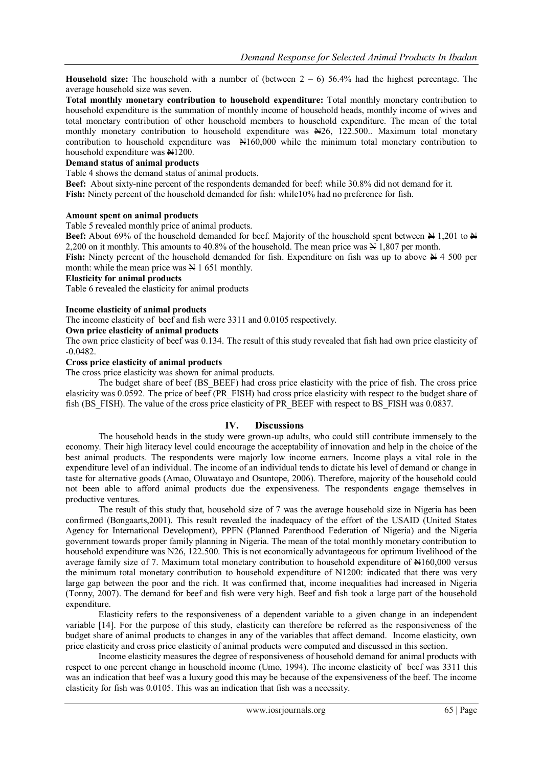**Household size:** The household with a number of (between 2 – 6) 56.4% had the highest percentage. The average household size was seven.

**Total monthly monetary contribution to household expenditure:** Total monthly monetary contribution to household expenditure is the summation of monthly income of household heads, monthly income of wives and total monetary contribution of other household members to household expenditure. The mean of the total monthly monetary contribution to household expenditure was ₦26, 122.500.. Maximum total monetary contribution to household expenditure was ₦160,000 while the minimum total monetary contribution to household expenditure was ₦1200.

**Demand status of animal products**

Table 4 shows the demand status of animal products.

**Beef:** About sixty-nine percent of the respondents demanded for beef: while 30.8% did not demand for it.

**Fish:** Ninety percent of the household demanded for fish: while10% had no preference for fish.

**Amount spent on animal products**

Table 5 revealed monthly price of animal products.

**Beef:** About 69% of the household demanded for beef. Majority of the household spent between ₦ 1,201 to ₦ 2,200 on it monthly. This amounts to 40.8% of the household. The mean price was ₦ 1,807 per month.

**Fish:** Ninety percent of the household demanded for fish. Expenditure on fish was up to above ₦ 4 500 per month: while the mean price was ₦ 1 651 monthly.

**Elasticity for animal products**

Table 6 revealed the elasticity for animal products

**Income elasticity of animal products**

The income elasticity of beef and fish were 3311 and 0.0105 respectively.

**Own price elasticity of animal products**

The own price elasticity of beef was 0.134. The result of this study revealed that fish had own price elasticity of -0.0482.

**Cross price elasticity of animal products**

The cross price elasticity was shown for animal products.

The budget share of beef (BS_BEEF) had cross price elasticity with the price of fish. The cross price elasticity was 0.0592. The price of beef (PR_FISH) had cross price elasticity with respect to the budget share of fish (BS_FISH). The value of the cross price elasticity of PR_BEEF with respect to BS_FISH was 0.0837.

## IV. Discussions

The household heads in the study were grown-up adults, who could still contribute immensely to the economy. Their high literacy level could encourage the acceptability of innovation and help in the choice of the best animal products. The respondents were majorly low income earners. Income plays a vital role in the expenditure level of an individual. The income of an individual tends to dictate his level of demand or change in taste for alternative goods (Amao, Oluwatayo and Osuntope, 2006). Therefore, majority of the household could not been able to afford animal products due the expensiveness. The respondents engage themselves in productive ventures.

The result of this study that, household size of 7 was the average household size in Nigeria has been confirmed (Bongaarts,2001). This result revealed the inadequacy of the effort of the USAID (United States Agency for International Development), PPFN (Planned Parenthood Federation of Nigeria) and the Nigeria government towards proper family planning in Nigeria. The mean of the total monthly monetary contribution to household expenditure was ₦26, 122.500. This is not economically advantageous for optimum livelihood of the average family size of 7. Maximum total monetary contribution to household expenditure of ₦160,000 versus the minimum total monetary contribution to household expenditure of ₦1200: indicated that there was very large gap between the poor and the rich. It was confirmed that, income inequalities had increased in Nigeria (Tonny, 2007). The demand for beef and fish were very high. Beef and fish took a large part of the household expenditure.

Elasticity refers to the responsiveness of a dependent variable to a given change in an independent variable [14]. For the purpose of this study, elasticity can therefore be referred as the responsiveness of the budget share of animal products to changes in any of the variables that affect demand. Income elasticity, own price elasticity and cross price elasticity of animal products were computed and discussed in this section.

Income elasticity measures the degree of responsiveness of household demand for animal products with respect to one percent change in household income (Umo, 1994). The income elasticity of beef was 3311 this was an indication that beef was a luxury good this may be because of the expensiveness of the beef. The income elasticity for fish was 0.0105. This was an indication that fish was a necessity.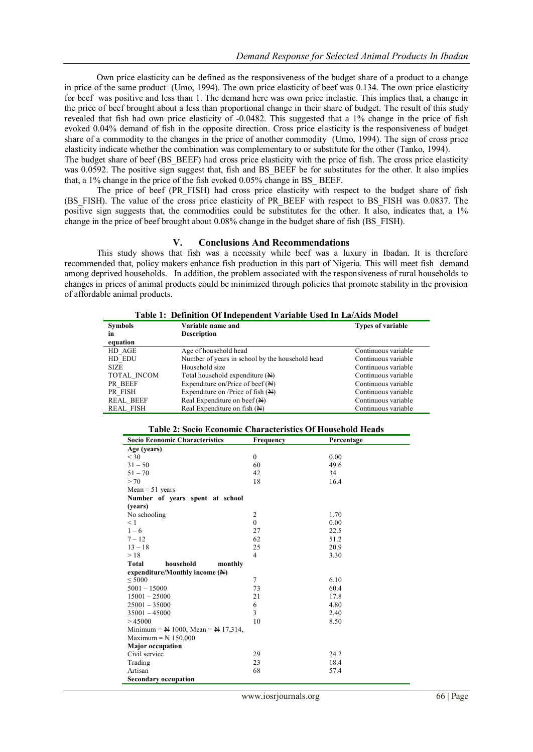Own price elasticity can be defined as the responsiveness of the budget share of a product to a change in price of the same product (Umo, 1994). The own price elasticity of beef was 0.134. The own price elasticity for beef was positive and less than 1. The demand here was own price inelastic. This implies that, a change in the price of beef brought about a less than proportional change in their share of budget. The result of this study revealed that fish had own price elasticity of -0.0482. This suggested that a 1% change in the price of fish evoked 0.04% demand of fish in the opposite direction. Cross price elasticity is the responsiveness of budget share of a commodity to the changes in the price of another commodity (Umo, 1994). The sign of cross price elasticity indicate whether the combination was complementary to or substitute for the other (Tanko, 1994).

The budget share of beef (BS_BEEF) had cross price elasticity with the price of fish. The cross price elasticity was 0.0592. The positive sign suggest that, fish and BS_BEEF be for substitutes for the other. It also implies that, a 1% change in the price of the fish evoked 0.05% change in BS_ BEEF.

The price of beef (PR_FISH) had cross price elasticity with respect to the budget share of fish (BS_FISH). The value of the cross price elasticity of PR_BEEF with respect to BS_FISH was 0.0837. The positive sign suggests that, the commodities could be substitutes for the other. It also, indicates that, a 1% change in the price of beef brought about 0.08% change in the budget share of fish (BS_FISH).

## V. Conclusions And Recommendations

This study shows that fish was a necessity while beef was a luxury in Ibadan. It is therefore recommended that, policy makers enhance fish production in this part of Nigeria. This will meet fish demand among deprived households. In addition, the problem associated with the responsiveness of rural households to changes in prices of animal products could be minimized through policies that promote stability in the provision of affordable animal products.

**Table 1: Definition Of Independent Variable Used In La/Aids Model**

| Symbols in equation | Variable name and Description | Types of variable |
|---|---|---|
| HD_AGE | Age of household head | Continuous variable |
| HD_EDU | Number of years in school by the household head | Continuous variable |
| SIZE | Household size | Continuous variable |
| TOTAL_INCOM | Total household expenditure (₦) | Continuous variable |
| PR_BEEF | Expenditure on/Price of beef (₦) | Continuous variable |
| PR_FISH | Expenditure on /Price of fish (₦) | Continuous variable |
| REAL_BEEF | Real Expenditure on beef (₦) | Continuous variable |
| REAL_FISH | Real Expenditure on fish (₦) | Continuous variable |

**Table 2: Socio Economic Characteristics Of Household Heads**

| Socio Economic Characteristics | Frequency | Percentage |
|---|---|---|
| **Age (years)** | | |
| < 30 | 0 | 0.00 |
| 31 – 50 | 60 | 49.6 |
| 51 – 70 | 42 | 34 |
| > 70 | 18 | 16.4 |
| Mean = 51 years | | |
| **Number of years spent at school (years)** | | |
| No schooling | 2 | 1.70 |
| < 1 | 0 | 0.00 |
| 1 – 6 | 27 | 22.5 |
| 7 – 12 | 62 | 51.2 |
| 13 – 18 | 25 | 20.9 |
| > 18 | 4 | 3.30 |
| **Total household monthly expenditure/Monthly income (₦)** | | |
| ≤ 5000 | 7 | 6.10 |
| 5001 – 15000 | 73 | 60.4 |
| 15001 – 25000 | 21 | 17.8 |
| 25001 – 35000 | 6 | 4.80 |
| 35001 – 45000 | 3 | 2.40 |
| > 45000 | 10 | 8.50 |
| Minimum = ₦ 1000, Mean = ₦ 17,314, Maximum = ₦ 150,000 | | |
| **Major occupation** | | |
| Civil service | 29 | 24.2 |
| Trading | 23 | 18.4 |
| Artisan | 68 | 57.4 |
| **Secondary occupation** | | |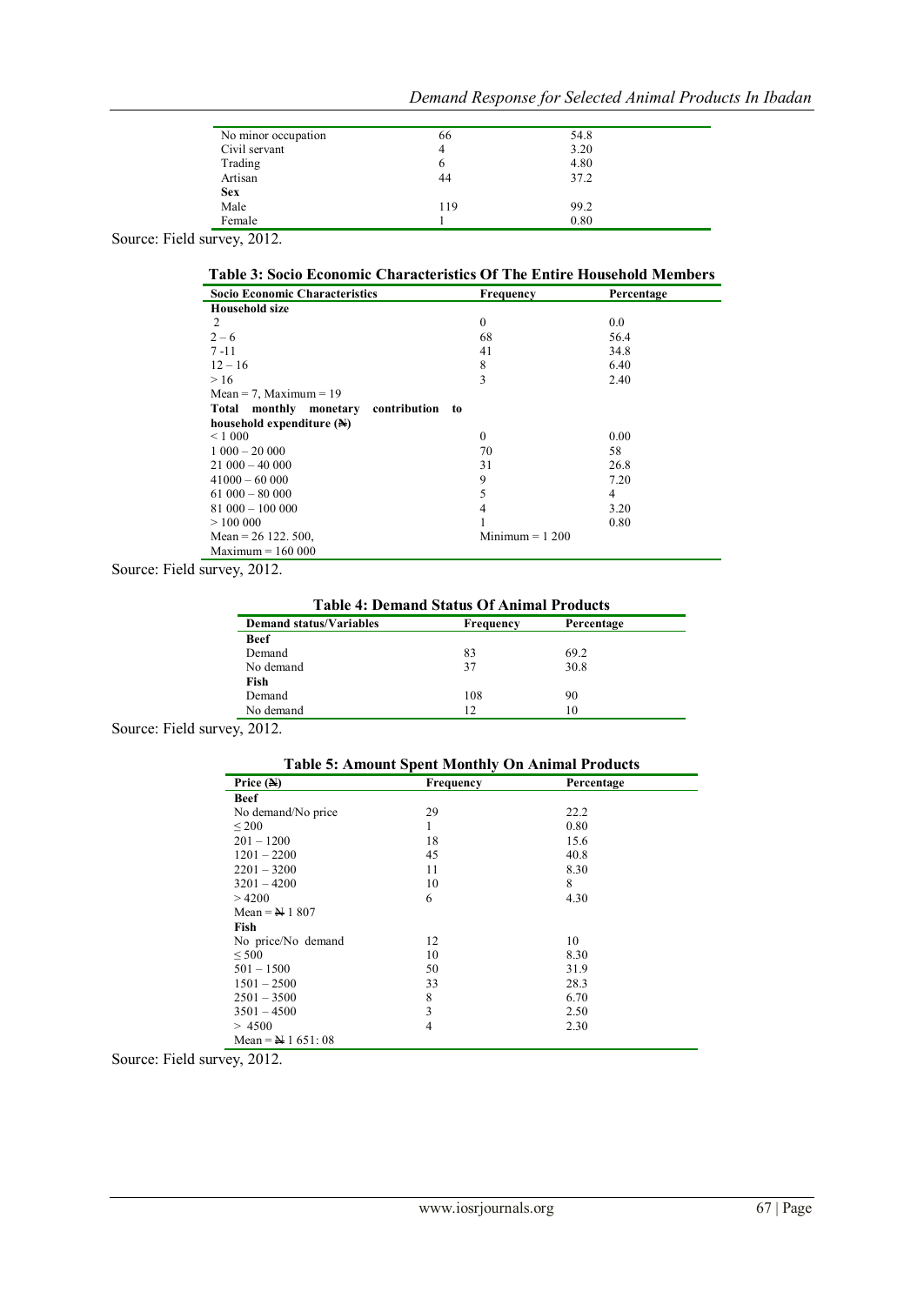| | | |
|---|---|---|
| No minor occupation | 66 | 54.8 |
| Civil servant | 4 | 3.20 |
| Trading | 6 | 4.80 |
| Artisan | 44 | 37.2 |
| **Sex** | | |
| Male | 119 | 99.2 |
| Female | 1 | 0.80 |

Source: Field survey, 2012.

**Table 3: Socio Economic Characteristics Of The Entire Household Members**

| Socio Economic Characteristics | Frequency | Percentage |
|---|---|---|
| **Household size** | | |
| 2 | 0 | 0.0 |
| 2 – 6 | 68 | 56.4 |
| 7 -11 | 41 | 34.8 |
| 12 – 16 | 8 | 6.40 |
| > 16 | 3 | 2.40 |
| Mean = 7, Maximum = 19 | | |
| **Total monthly monetary contribution to household expenditure (₦)** | | |
| < 1 000 | 0 | 0.00 |
| 1 000 – 20 000 | 70 | 58 |
| 21 000 – 40 000 | 31 | 26.8 |
| 41000 – 60 000 | 9 | 7.20 |
| 61 000 – 80 000 | 5 | 4 |
| 81 000 – 100 000 | 4 | 3.20 |
| > 100 000 | 1 | 0.80 |
| Mean = 26 122. 500, | Minimum = 1 200 | |
| Maximum = 160 000 | | |

Source: Field survey, 2012.

**Table 4: Demand Status Of Animal Products**

| Demand status/Variables | Frequency | Percentage |
|---|---|---|
| **Beef** | | |
| Demand | 83 | 69.2 |
| No demand | 37 | 30.8 |
| **Fish** | | |
| Demand | 108 | 90 |
| No demand | 12 | 10 |

Source: Field survey, 2012.

**Table 5: Amount Spent Monthly On Animal Products**

| Price (₦) | Frequency | Percentage |
|---|---|---|
| **Beef** | | |
| No demand/No price | 29 | 22.2 |
| ≤ 200 | 1 | 0.80 |
| 201 – 1200 | 18 | 15.6 |
| 1201 – 2200 | 45 | 40.8 |
| 2201 – 3200 | 11 | 8.30 |
| 3201 – 4200 | 10 | 8 |
| > 4200 | 6 | 4.30 |
| Mean = ₦ 1 807 | | |
| **Fish** | | |
| No price/No demand | 12 | 10 |
| ≤ 500 | 10 | 8.30 |
| 501 – 1500 | 50 | 31.9 |
| 1501 – 2500 | 33 | 28.3 |
| 2501 – 3500 | 8 | 6.70 |
| 3501 – 4500 | 3 | 2.50 |
| > 4500 | 4 | 2.30 |
| Mean = ₦ 1 651: 08 | | |

Source: Field survey, 2012.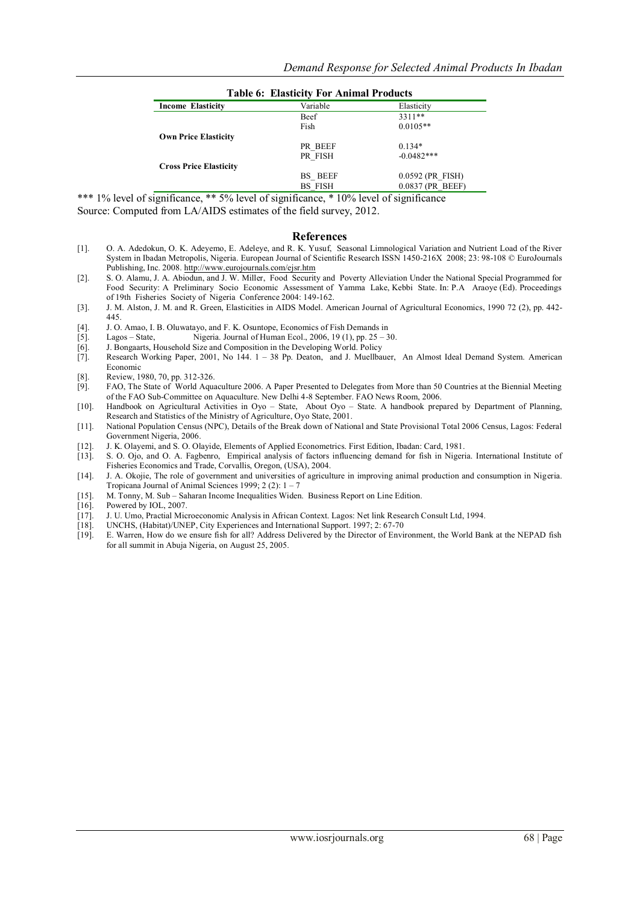**Table 6: Elasticity For Animal Products**

| Income Elasticity | Variable | Elasticity |
|---|---|---|
| | Beef | 3311** |
| | Fish | 0.0105** |
| **Own Price Elasticity** | | |
| | PR_BEEF | 0.134* |
| | PR_FISH | -0.0482*** |
| **Cross Price Elasticity** | | |
| | BS_BEEF | 0.0592 (PR_FISH) |
| | BS_FISH | 0.0837 (PR_BEEF) |

*** 1% level of significance, ** 5% level of significance, * 10% level of significance
Source: Computed from LA/AIDS estimates of the field survey, 2012.

## References

[1]. O. A. Adedokun, O. K. Adeyemo, E. Adeleye, and R. K. Yusuf, Seasonal Limnological Variation and Nutrient Load of the River System in Ibadan Metropolis, Nigeria. European Journal of Scientific Research ISSN 1450-216X 2008; 23: 98-108 © EuroJournals Publishing, Inc. 2008. http://www.eurojournals.com/ejsr.htm

[2]. S. O. Alamu, J. A. Abiodun, and J. W. Miller, Food Security and Poverty Alleviation Under the National Special Programmed for Food Security: A Preliminary Socio Economic Assessment of Yamma Lake, Kebbi State. In: P.A Araoye (Ed). Proceedings of 19th Fisheries Society of Nigeria Conference 2004: 149-162.

[3]. J. M. Alston, J. M. and R. Green, Elasticities in AIDS Model. American Journal of Agricultural Economics, 1990 72 (2), pp. 442-445.

[4]. J. O. Amao, I. B. Oluwatayo, and F. K. Osuntope, Economics of Fish Demands in

[5]. Lagos – State, Nigeria. Journal of Human Ecol., 2006, 19 (1), pp. 25 – 30.

[6]. J. Bongaarts, Household Size and Composition in the Developing World. Policy

[7]. Research Working Paper, 2001, No 144. 1 – 38 Pp. Deaton, and J. Muellbauer, An Almost Ideal Demand System. American Economic

[8]. Review, 1980, 70, pp. 312-326.

[9]. FAO, The State of World Aquaculture 2006. A Paper Presented to Delegates from More than 50 Countries at the Biennial Meeting of the FAO Sub-Committee on Aquaculture. New Delhi 4-8 September. FAO News Room, 2006.

[10]. Handbook on Agricultural Activities in Oyo – State, About Oyo – State. A handbook prepared by Department of Planning, Research and Statistics of the Ministry of Agriculture, Oyo State, 2001.

[11]. National Population Census (NPC), Details of the Break down of National and State Provisional Total 2006 Census, Lagos: Federal Government Nigeria, 2006.

[12]. J. K. Olayemi, and S. O. Olayide, Elements of Applied Econometrics. First Edition, Ibadan: Card, 1981.

[13]. S. O. Ojo, and O. A. Fagbenro, Empirical analysis of factors influencing demand for fish in Nigeria. International Institute of Fisheries Economics and Trade, Corvallis, Oregon, (USA), 2004.

[14]. J. A. Okojie, The role of government and universities of agriculture in improving animal production and consumption in Nigeria. Tropicana Journal of Animal Sciences 1999; 2 (2): 1 – 7

[15]. M. Tonny, M. Sub – Saharan Income Inequalities Widen. Business Report on Line Edition.

[16]. Powered by IOL, 2007.

[17]. J. U. Umo, Practial Microeconomic Analysis in African Context. Lagos: Net link Research Consult Ltd, 1994.

[18]. UNCHS, (Habitat)/UNEP, City Experiences and International Support. 1997; 2: 67-70

[19]. E. Warren, How do we ensure fish for all? Address Delivered by the Director of Environment, the World Bank at the NEPAD fish for all summit in Abuja Nigeria, on August 25, 2005.